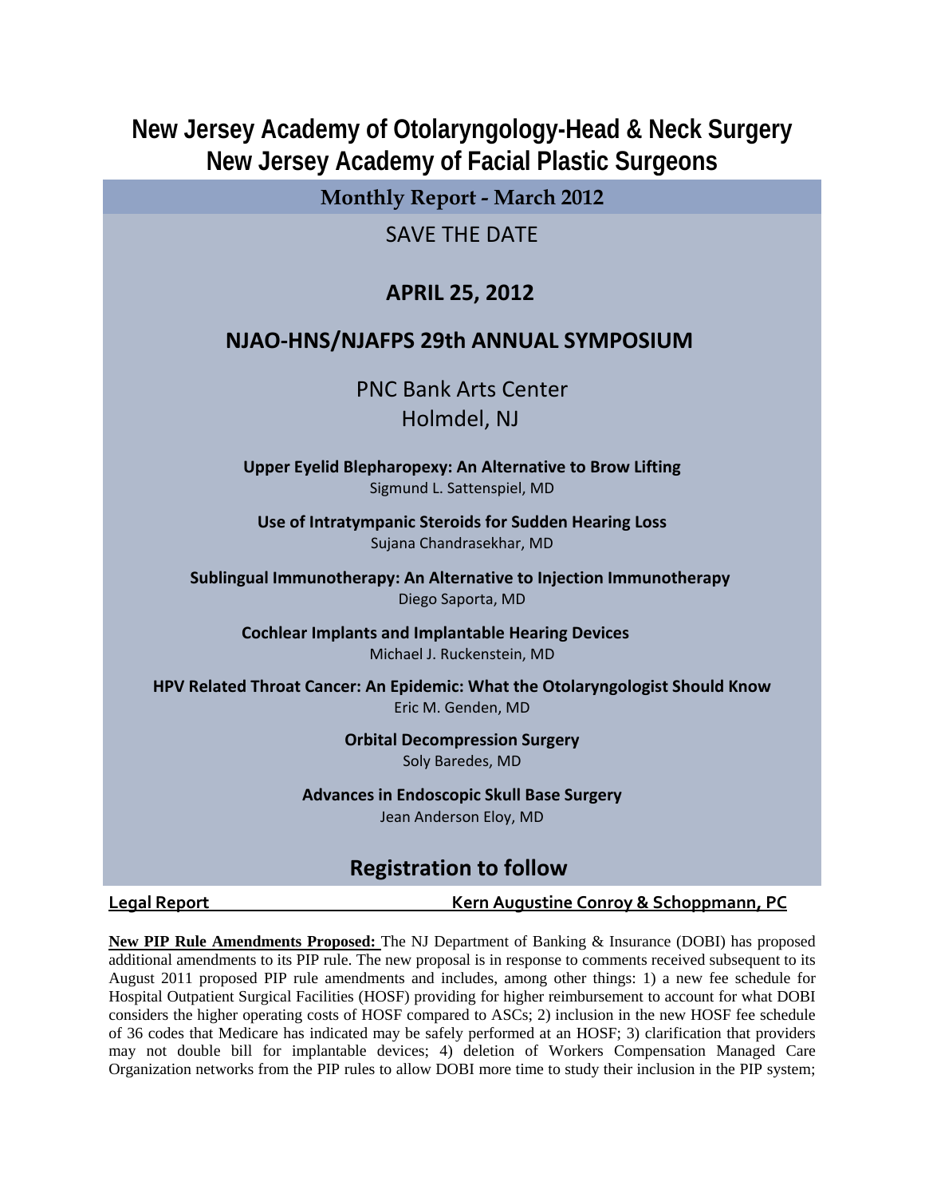# New Jersey Academy of Otolaryngology-Head & Neck Surgery
# New Jersey Academy of Facial Plastic Surgeons

## Monthly Report - March 2012

SAVE THE DATE

**APRIL 25, 2012**

**NJAO-HNS/NJAFPS 29th ANNUAL SYMPOSIUM**

PNC Bank Arts Center
Holmdel, NJ

**Upper Eyelid Blepharopexy: An Alternative to Brow Lifting**
Sigmund L. Sattenspiel, MD

**Use of Intratympanic Steroids for Sudden Hearing Loss**
Sujana Chandrasekhar, MD

**Sublingual Immunotherapy: An Alternative to Injection Immunotherapy**
Diego Saporta, MD

**Cochlear Implants and Implantable Hearing Devices**
Michael J. Ruckenstein, MD

**HPV Related Throat Cancer: An Epidemic: What the Otolaryngologist Should Know**
Eric M. Genden, MD

**Orbital Decompression Surgery**
Soly Baredes, MD

**Advances in Endoscopic Skull Base Surgery**
Jean Anderson Eloy, MD

**Registration to follow**

**Legal Report** **Kern Augustine Conroy & Schoppmann, PC**

**New PIP Rule Amendments Proposed:** The NJ Department of Banking & Insurance (DOBI) has proposed additional amendments to its PIP rule. The new proposal is in response to comments received subsequent to its August 2011 proposed PIP rule amendments and includes, among other things: 1) a new fee schedule for Hospital Outpatient Surgical Facilities (HOSF) providing for higher reimbursement to account for what DOBI considers the higher operating costs of HOSF compared to ASCs; 2) inclusion in the new HOSF fee schedule of 36 codes that Medicare has indicated may be safely performed at an HOSF; 3) clarification that providers may not double bill for implantable devices; 4) deletion of Workers Compensation Managed Care Organization networks from the PIP rules to allow DOBI more time to study their inclusion in the PIP system;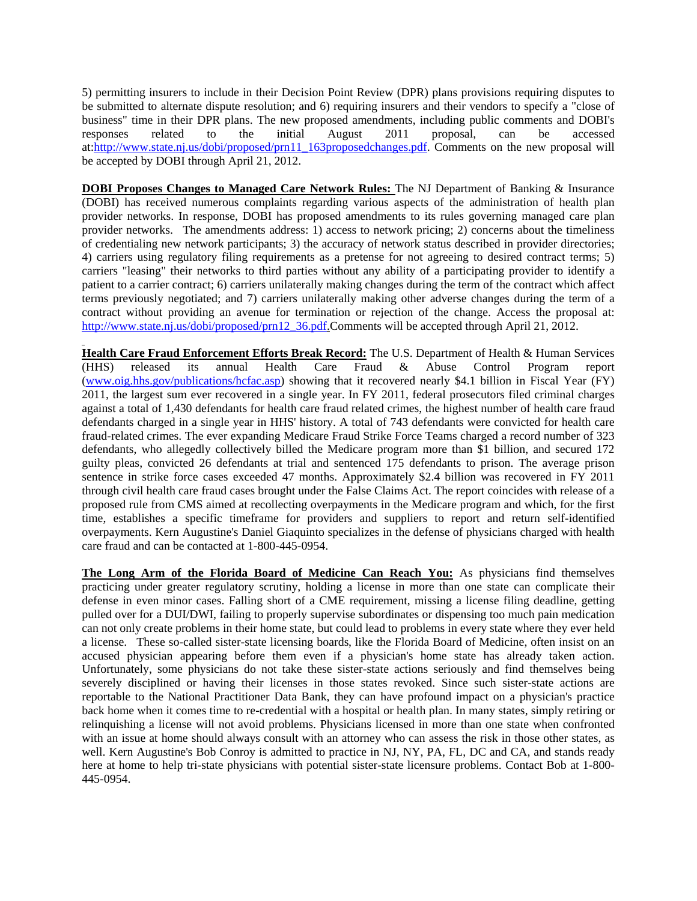5) permitting insurers to include in their Decision Point Review (DPR) plans provisions requiring disputes to be submitted to alternate dispute resolution; and 6) requiring insurers and their vendors to specify a "close of business" time in their DPR plans. The new proposed amendments, including public comments and DOBI's responses related to the initial August 2011 proposal, can be accessed at:http://www.state.nj.us/dobi/proposed/prn11_163proposedchanges.pdf. Comments on the new proposal will be accepted by DOBI through April 21, 2012.

**DOBI Proposes Changes to Managed Care Network Rules:** The NJ Department of Banking & Insurance (DOBI) has received numerous complaints regarding various aspects of the administration of health plan provider networks. In response, DOBI has proposed amendments to its rules governing managed care plan provider networks. The amendments address: 1) access to network pricing; 2) concerns about the timeliness of credentialing new network participants; 3) the accuracy of network status described in provider directories; 4) carriers using regulatory filing requirements as a pretense for not agreeing to desired contract terms; 5) carriers "leasing" their networks to third parties without any ability of a participating provider to identify a patient to a carrier contract; 6) carriers unilaterally making changes during the term of the contract which affect terms previously negotiated; and 7) carriers unilaterally making other adverse changes during the term of a contract without providing an avenue for termination or rejection of the change. Access the proposal at: http://www.state.nj.us/dobi/proposed/prn12_36.pdf.Comments will be accepted through April 21, 2012.

**Health Care Fraud Enforcement Efforts Break Record:** The U.S. Department of Health & Human Services (HHS) released its annual Health Care Fraud & Abuse Control Program report (www.oig.hhs.gov/publications/hcfac.asp) showing that it recovered nearly $4.1 billion in Fiscal Year (FY) 2011, the largest sum ever recovered in a single year. In FY 2011, federal prosecutors filed criminal charges against a total of 1,430 defendants for health care fraud related crimes, the highest number of health care fraud defendants charged in a single year in HHS' history. A total of 743 defendants were convicted for health care fraud-related crimes. The ever expanding Medicare Fraud Strike Force Teams charged a record number of 323 defendants, who allegedly collectively billed the Medicare program more than $1 billion, and secured 172 guilty pleas, convicted 26 defendants at trial and sentenced 175 defendants to prison. The average prison sentence in strike force cases exceeded 47 months. Approximately $2.4 billion was recovered in FY 2011 through civil health care fraud cases brought under the False Claims Act. The report coincides with release of a proposed rule from CMS aimed at recollecting overpayments in the Medicare program and which, for the first time, establishes a specific timeframe for providers and suppliers to report and return self-identified overpayments. Kern Augustine's Daniel Giaquinto specializes in the defense of physicians charged with health care fraud and can be contacted at 1-800-445-0954.

**The Long Arm of the Florida Board of Medicine Can Reach You:** As physicians find themselves practicing under greater regulatory scrutiny, holding a license in more than one state can complicate their defense in even minor cases. Falling short of a CME requirement, missing a license filing deadline, getting pulled over for a DUI/DWI, failing to properly supervise subordinates or dispensing too much pain medication can not only create problems in their home state, but could lead to problems in every state where they ever held a license. These so-called sister-state licensing boards, like the Florida Board of Medicine, often insist on an accused physician appearing before them even if a physician's home state has already taken action. Unfortunately, some physicians do not take these sister-state actions seriously and find themselves being severely disciplined or having their licenses in those states revoked. Since such sister-state actions are reportable to the National Practitioner Data Bank, they can have profound impact on a physician's practice back home when it comes time to re-credential with a hospital or health plan. In many states, simply retiring or relinquishing a license will not avoid problems. Physicians licensed in more than one state when confronted with an issue at home should always consult with an attorney who can assess the risk in those other states, as well. Kern Augustine's Bob Conroy is admitted to practice in NJ, NY, PA, FL, DC and CA, and stands ready here at home to help tri-state physicians with potential sister-state licensure problems. Contact Bob at 1-800-445-0954.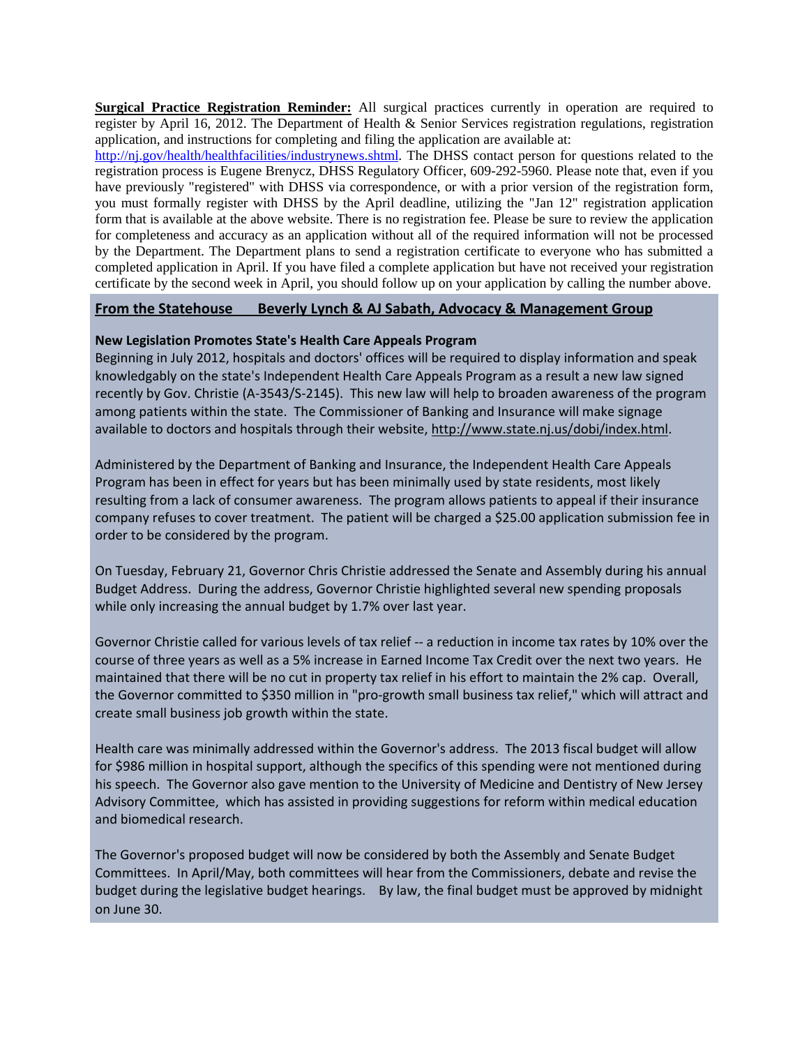**Surgical Practice Registration Reminder:** All surgical practices currently in operation are required to register by April 16, 2012. The Department of Health & Senior Services registration regulations, registration application, and instructions for completing and filing the application are available at: http://nj.gov/health/healthfacilities/industrynews.shtml. The DHSS contact person for questions related to the registration process is Eugene Brenycz, DHSS Regulatory Officer, 609-292-5960. Please note that, even if you have previously "registered" with DHSS via correspondence, or with a prior version of the registration form, you must formally register with DHSS by the April deadline, utilizing the "Jan 12" registration application form that is available at the above website. There is no registration fee. Please be sure to review the application for completeness and accuracy as an application without all of the required information will not be processed by the Department. The Department plans to send a registration certificate to everyone who has submitted a completed application in April. If you have filed a complete application but have not received your registration certificate by the second week in April, you should follow up on your application by calling the number above.

## From the Statehouse Beverly Lynch & AJ Sabath, Advocacy & Management Group

### New Legislation Promotes State's Health Care Appeals Program

Beginning in July 2012, hospitals and doctors' offices will be required to display information and speak knowledgably on the state's Independent Health Care Appeals Program as a result a new law signed recently by Gov. Christie (A-3543/S-2145). This new law will help to broaden awareness of the program among patients within the state. The Commissioner of Banking and Insurance will make signage available to doctors and hospitals through their website, http://www.state.nj.us/dobi/index.html.

Administered by the Department of Banking and Insurance, the Independent Health Care Appeals Program has been in effect for years but has been minimally used by state residents, most likely resulting from a lack of consumer awareness. The program allows patients to appeal if their insurance company refuses to cover treatment. The patient will be charged a $25.00 application submission fee in order to be considered by the program.

On Tuesday, February 21, Governor Chris Christie addressed the Senate and Assembly during his annual Budget Address. During the address, Governor Christie highlighted several new spending proposals while only increasing the annual budget by 1.7% over last year.

Governor Christie called for various levels of tax relief -- a reduction in income tax rates by 10% over the course of three years as well as a 5% increase in Earned Income Tax Credit over the next two years. He maintained that there will be no cut in property tax relief in his effort to maintain the 2% cap. Overall, the Governor committed to $350 million in "pro-growth small business tax relief," which will attract and create small business job growth within the state.

Health care was minimally addressed within the Governor's address. The 2013 fiscal budget will allow for $986 million in hospital support, although the specifics of this spending were not mentioned during his speech. The Governor also gave mention to the University of Medicine and Dentistry of New Jersey Advisory Committee, which has assisted in providing suggestions for reform within medical education and biomedical research.

The Governor's proposed budget will now be considered by both the Assembly and Senate Budget Committees. In April/May, both committees will hear from the Commissioners, debate and revise the budget during the legislative budget hearings. By law, the final budget must be approved by midnight on June 30.